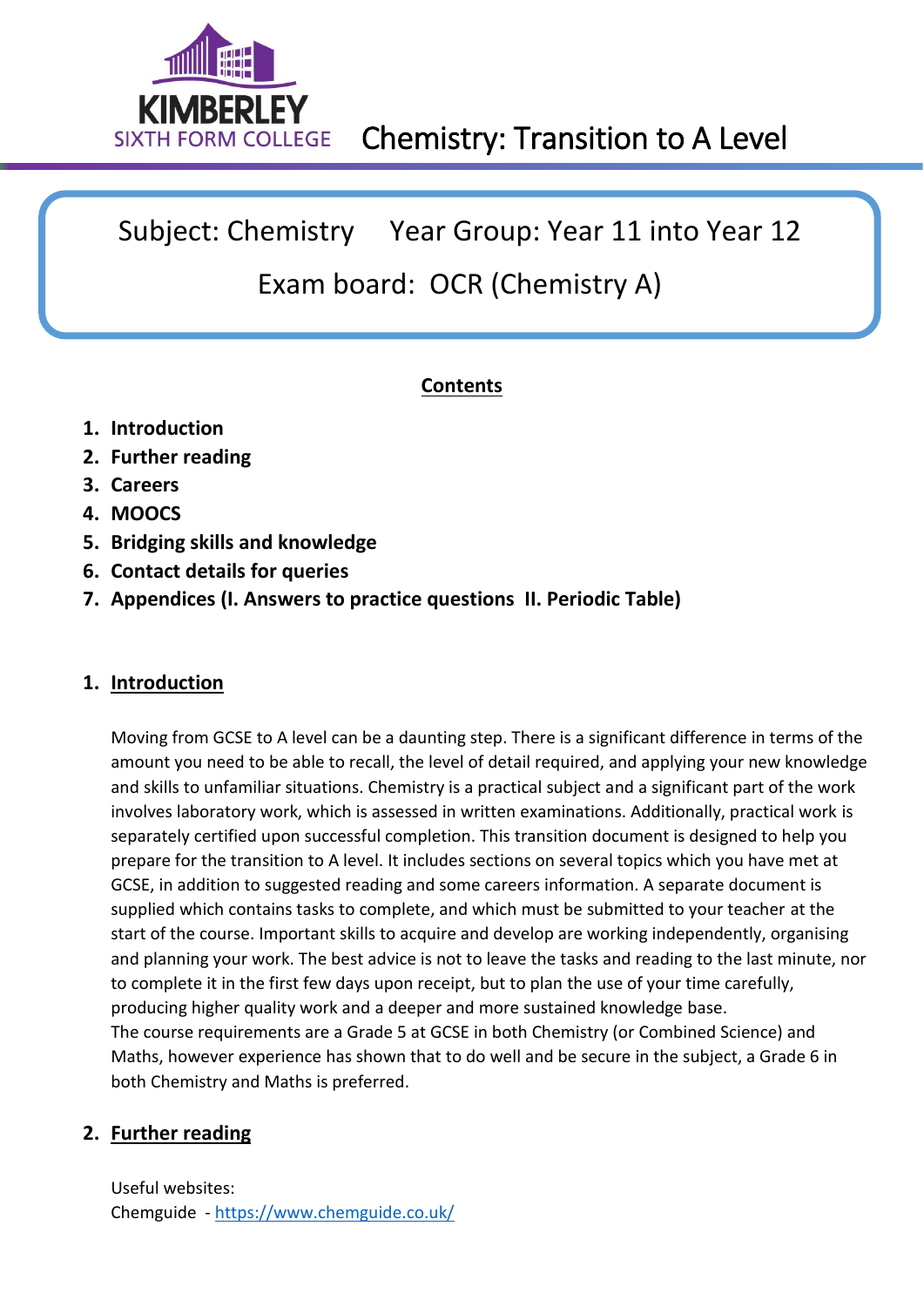KIMBERLEY SIXTH FORM COLLEGE

# Chemistry: Transition to A Level

**Subject: Chemistry    Year Group: Year 11 into Year 12**

**Exam board: OCR (Chemistry A)**

## Contents

1. **Introduction**
2. **Further reading**
3. **Careers**
4. **MOOCS**
5. **Bridging skills and knowledge**
6. **Contact details for queries**
7. **Appendices (I. Answers to practice questions II. Periodic Table)**

## 1. Introduction

Moving from GCSE to A level can be a daunting step. There is a significant difference in terms of the amount you need to be able to recall, the level of detail required, and applying your new knowledge and skills to unfamiliar situations. Chemistry is a practical subject and a significant part of the work involves laboratory work, which is assessed in written examinations. Additionally, practical work is separately certified upon successful completion. This transition document is designed to help you prepare for the transition to A level. It includes sections on several topics which you have met at GCSE, in addition to suggested reading and some careers information. A separate document is supplied which contains tasks to complete, and which must be submitted to your teacher at the start of the course. Important skills to acquire and develop are working independently, organising and planning your work. The best advice is not to leave the tasks and reading to the last minute, nor to complete it in the first few days upon receipt, but to plan the use of your time carefully, producing higher quality work and a deeper and more sustained knowledge base.
The course requirements are a Grade 5 at GCSE in both Chemistry (or Combined Science) and Maths, however experience has shown that to do well and be secure in the subject, a Grade 6 in both Chemistry and Maths is preferred.

## 2. Further reading

Useful websites:
Chemguide - https://www.chemguide.co.uk/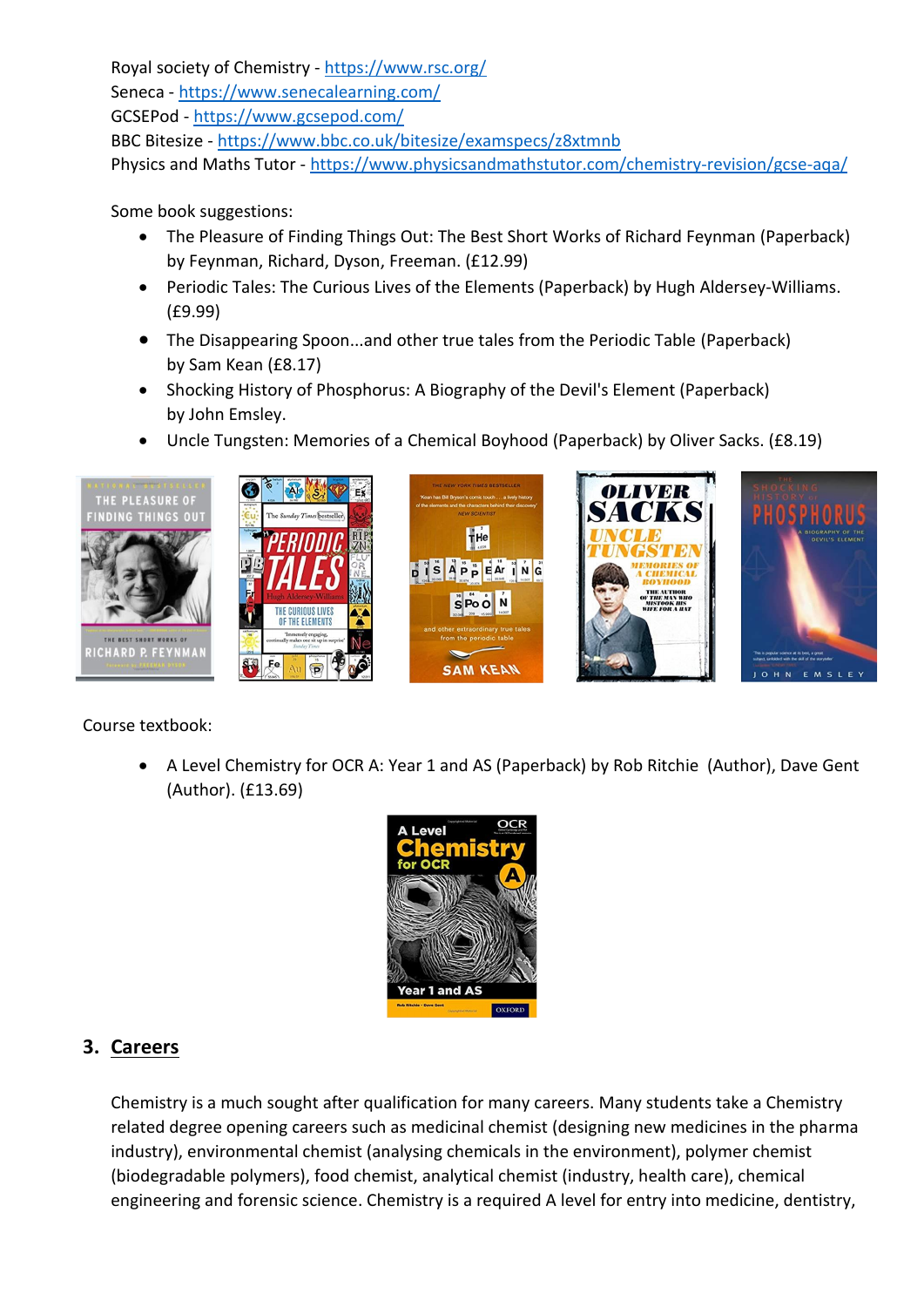Royal society of Chemistry - https://www.rsc.org/
Seneca - https://www.senecalearning.com/
GCSEPod - https://www.gcsepod.com/
BBC Bitesize - https://www.bbc.co.uk/bitesize/examspecs/z8xtmnb
Physics and Maths Tutor - https://www.physicsandmathstutor.com/chemistry-revision/gcse-aqa/

Some book suggestions:

- The Pleasure of Finding Things Out: The Best Short Works of Richard Feynman (Paperback) by Feynman, Richard, Dyson, Freeman. (£12.99)
- Periodic Tales: The Curious Lives of the Elements (Paperback) by Hugh Aldersey-Williams. (£9.99)
- The Disappearing Spoon...and other true tales from the Periodic Table (Paperback) by Sam Kean (£8.17)
- Shocking History of Phosphorus: A Biography of the Devil's Element (Paperback) by John Emsley.
- Uncle Tungsten: Memories of a Chemical Boyhood (Paperback) by Oliver Sacks. (£8.19)

Course textbook:

- A Level Chemistry for OCR A: Year 1 and AS (Paperback) by Rob Ritchie (Author), Dave Gent (Author). (£13.69)

## 3. Careers

Chemistry is a much sought after qualification for many careers. Many students take a Chemistry related degree opening careers such as medicinal chemist (designing new medicines in the pharma industry), environmental chemist (analysing chemicals in the environment), polymer chemist (biodegradable polymers), food chemist, analytical chemist (industry, health care), chemical engineering and forensic science. Chemistry is a required A level for entry into medicine, dentistry,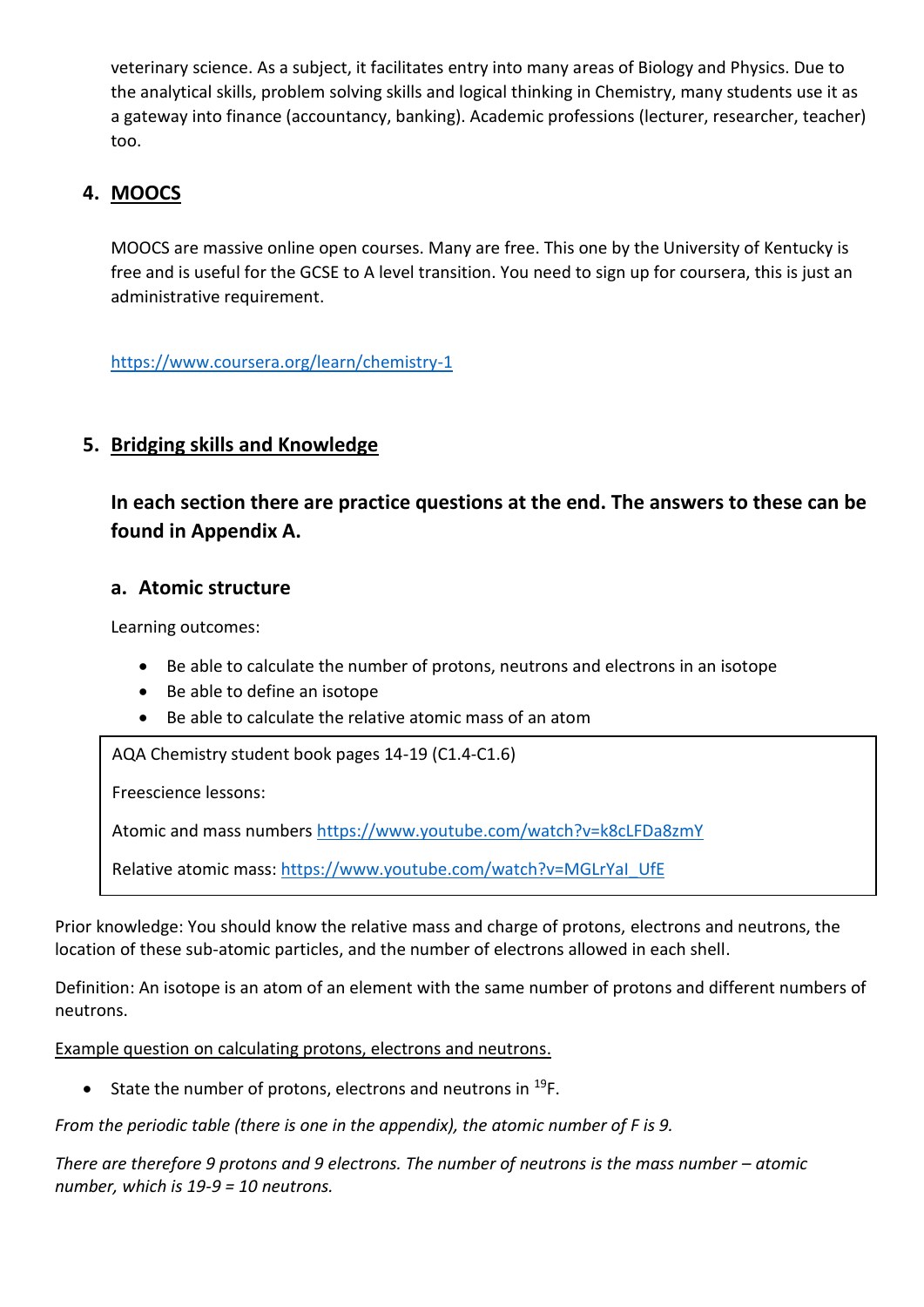veterinary science. As a subject, it facilitates entry into many areas of Biology and Physics. Due to the analytical skills, problem solving skills and logical thinking in Chemistry, many students use it as a gateway into finance (accountancy, banking). Academic professions (lecturer, researcher, teacher) too.

## 4. MOOCS

MOOCS are massive online open courses. Many are free. This one by the University of Kentucky is free and is useful for the GCSE to A level transition. You need to sign up for coursera, this is just an administrative requirement.

https://www.coursera.org/learn/chemistry-1

## 5. Bridging skills and Knowledge

**In each section there are practice questions at the end. The answers to these can be found in Appendix A.**

### a. Atomic structure

Learning outcomes:

- Be able to calculate the number of protons, neutrons and electrons in an isotope
- Be able to define an isotope
- Be able to calculate the relative atomic mass of an atom

> AQA Chemistry student book pages 14-19 (C1.4-C1.6)
>
> Freescience lessons:
>
> Atomic and mass numbers https://www.youtube.com/watch?v=k8cLFDa8zmY
>
> Relative atomic mass: https://www.youtube.com/watch?v=MGLrYaI_UfE

Prior knowledge: You should know the relative mass and charge of protons, electrons and neutrons, the location of these sub-atomic particles, and the number of electrons allowed in each shell.

Definition: An isotope is an atom of an element with the same number of protons and different numbers of neutrons.

Example question on calculating protons, electrons and neutrons.

- State the number of protons, electrons and neutrons in $^{19}F$.

*From the periodic table (there is one in the appendix), the atomic number of F is 9.*

*There are therefore 9 protons and 9 electrons. The number of neutrons is the mass number – atomic number, which is 19-9 = 10 neutrons.*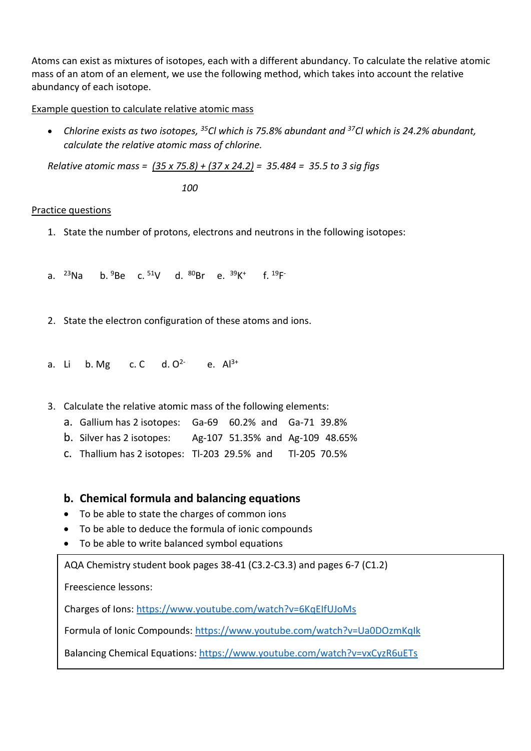Atoms can exist as mixtures of isotopes, each with a different abundancy. To calculate the relative atomic mass of an atom of an element, we use the following method, which takes into account the relative abundancy of each isotope.

Example question to calculate relative atomic mass

- *Chlorine exists as two isotopes, $^{35}Cl$ which is 75.8% abundant and $^{37}Cl$ which is 24.2% abundant, calculate the relative atomic mass of chlorine.*

*Relative atomic mass =* $\frac{(35 \times 75.8) + (37 \times 24.2)}{100}$ *= 35.484 = 35.5 to 3 sig figs*

Practice questions

1. State the number of protons, electrons and neutrons in the following isotopes:

a. $^{23}Na$ b. $^{9}Be$ c. $^{51}V$ d. $^{80}Br$ e. $^{39}K^{+}$ f. $^{19}F^{-}$

2. State the electron configuration of these atoms and ions.

a. Li b. Mg c. C d. $O^{2-}$ e. $Al^{3+}$

3. Calculate the relative atomic mass of the following elements:
   a. Gallium has 2 isotopes: Ga-69 60.2% and Ga-71 39.8%
   b. Silver has 2 isotopes: Ag-107 51.35% and Ag-109 48.65%
   c. Thallium has 2 isotopes: Tl-203 29.5% and Tl-205 70.5%

## b. Chemical formula and balancing equations

- To be able to state the charges of common ions
- To be able to deduce the formula of ionic compounds
- To be able to write balanced symbol equations

AQA Chemistry student book pages 38-41 (C3.2-C3.3) and pages 6-7 (C1.2)

Freescience lessons:

Charges of Ions: https://www.youtube.com/watch?v=6KqEIfUJoMs

Formula of Ionic Compounds: https://www.youtube.com/watch?v=Ua0DOzmKqIk

Balancing Chemical Equations: https://www.youtube.com/watch?v=vxCyzR6uETs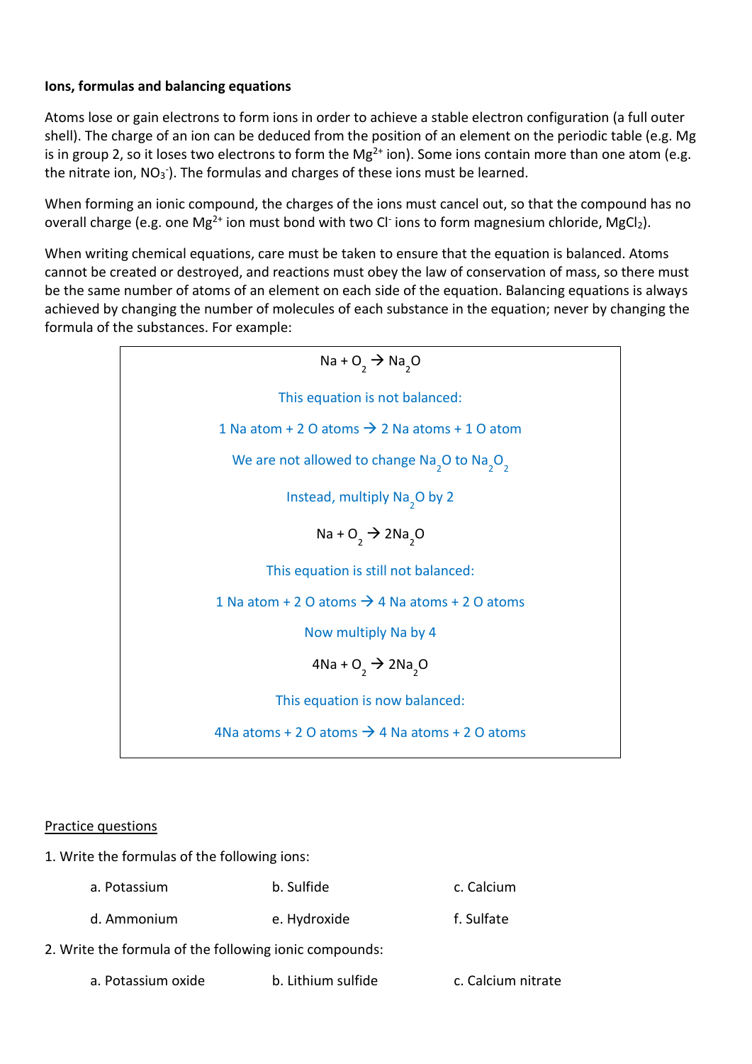**Ions, formulas and balancing equations**

Atoms lose or gain electrons to form ions in order to achieve a stable electron configuration (a full outer shell). The charge of an ion can be deduced from the position of an element on the periodic table (e.g. Mg is in group 2, so it loses two electrons to form the $Mg^{2+}$ ion). Some ions contain more than one atom (e.g. the nitrate ion, $NO_3^-$). The formulas and charges of these ions must be learned.

When forming an ionic compound, the charges of the ions must cancel out, so that the compound has no overall charge (e.g. one $Mg^{2+}$ ion must bond with two $Cl^-$ ions to form magnesium chloride, $MgCl_2$).

When writing chemical equations, care must be taken to ensure that the equation is balanced. Atoms cannot be created or destroyed, and reactions must obey the law of conservation of mass, so there must be the same number of atoms of an element on each side of the equation. Balancing equations is always achieved by changing the number of molecules of each substance in the equation; never by changing the formula of the substances. For example:

$$Na + O_2 \rightarrow Na_2O$$

This equation is not balanced:

1 Na atom + 2 O atoms → 2 Na atoms + 1 O atom

We are not allowed to change $Na_2O$ to $Na_2O_2$

Instead, multiply $Na_2O$ by 2

$$Na + O_2 \rightarrow 2Na_2O$$

This equation is still not balanced:

1 Na atom + 2 O atoms → 4 Na atoms + 2 O atoms

Now multiply Na by 4

$$4Na + O_2 \rightarrow 2Na_2O$$

This equation is now balanced:

4Na atoms + 2 O atoms → 4 Na atoms + 2 O atoms

<u>Practice questions</u>

1. Write the formulas of the following ions:

   a. Potassium
   b. Sulfide
   c. Calcium
   d. Ammonium
   e. Hydroxide
   f. Sulfate

2. Write the formula of the following ionic compounds:

   a. Potassium oxide
   b. Lithium sulfide
   c. Calcium nitrate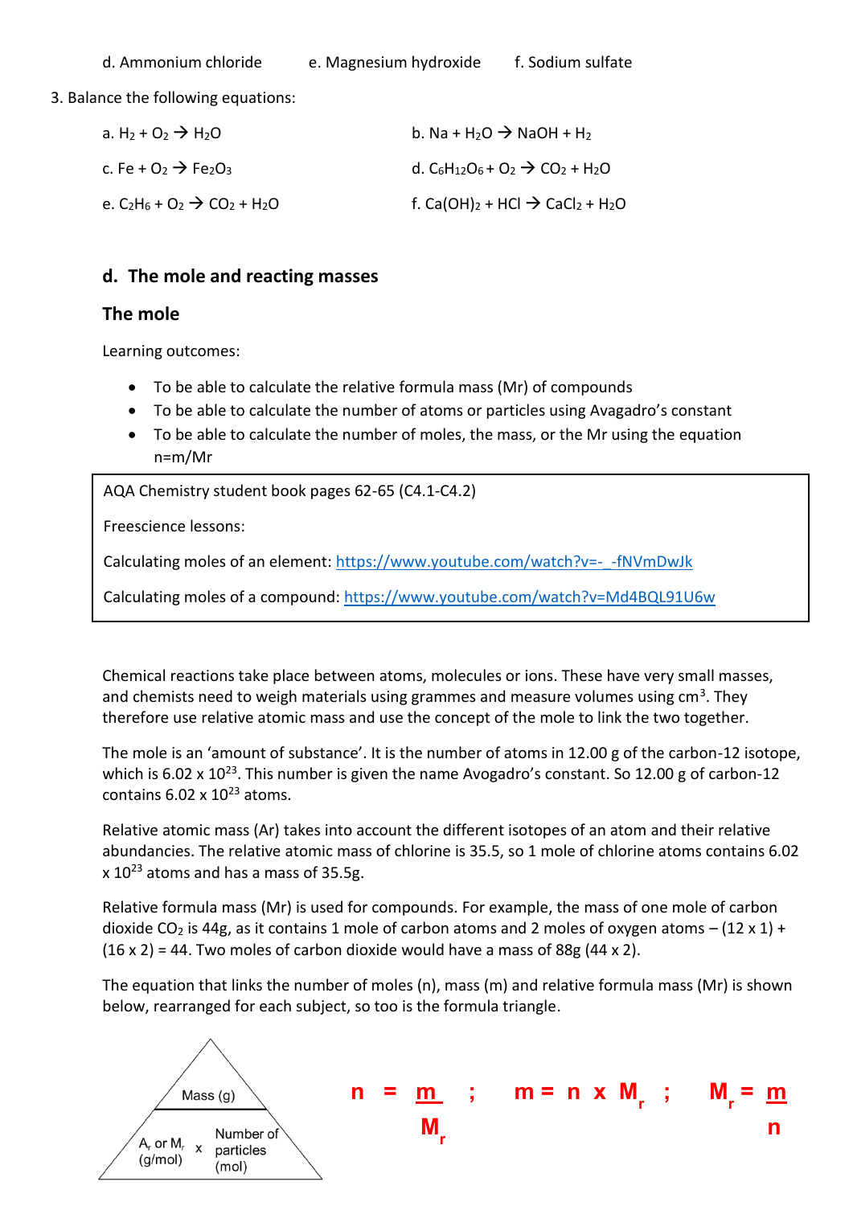d. Ammonium chloride  e. Magnesium hydroxide  f. Sodium sulfate

3. Balance the following equations:

a. $H_2 + O_2 \rightarrow H_2O$

b. $Na + H_2O \rightarrow NaOH + H_2$

c. $Fe + O_2 \rightarrow Fe_2O_3$

d. $C_6H_{12}O_6 + O_2 \rightarrow CO_2 + H_2O$

e. $C_2H_6 + O_2 \rightarrow CO_2 + H_2O$

f. $Ca(OH)_2 + HCl \rightarrow CaCl_2 + H_2O$

## d. The mole and reacting masses

### The mole

Learning outcomes:

- To be able to calculate the relative formula mass (Mr) of compounds
- To be able to calculate the number of atoms or particles using Avagadro's constant
- To be able to calculate the number of moles, the mass, or the Mr using the equation n=m/Mr

AQA Chemistry student book pages 62-65 (C4.1-C4.2)

Freescience lessons:

Calculating moles of an element: https://www.youtube.com/watch?v=-_-fNVmDwJk

Calculating moles of a compound: https://www.youtube.com/watch?v=Md4BQL91U6w

Chemical reactions take place between atoms, molecules or ions. These have very small masses, and chemists need to weigh materials using grammes and measure volumes using $cm^3$. They therefore use relative atomic mass and use the concept of the mole to link the two together.

The mole is an 'amount of substance'. It is the number of atoms in 12.00 g of the carbon-12 isotope, which is $6.02 \times 10^{23}$. This number is given the name Avogadro's constant. So 12.00 g of carbon-12 contains $6.02 \times 10^{23}$ atoms.

Relative atomic mass (Ar) takes into account the different isotopes of an atom and their relative abundancies. The relative atomic mass of chlorine is 35.5, so 1 mole of chlorine atoms contains $6.02 \times 10^{23}$ atoms and has a mass of 35.5g.

Relative formula mass (Mr) is used for compounds. For example, the mass of one mole of carbon dioxide $CO_2$ is 44g, as it contains 1 mole of carbon atoms and 2 moles of oxygen atoms – (12 x 1) + (16 x 2) = 44. Two moles of carbon dioxide would have a mass of 88g (44 x 2).

The equation that links the number of moles (n), mass (m) and relative formula mass (Mr) is shown below, rearranged for each subject, so too is the formula triangle.

Formula triangle: Mass (g) at the top; $A_r$ or $M_r$ (g/mol) x Number of particles (mol) at the bottom.

$$n = \frac{m}{M_r} \quad ; \quad m = n \times M_r \quad ; \quad M_r = \frac{m}{n}$$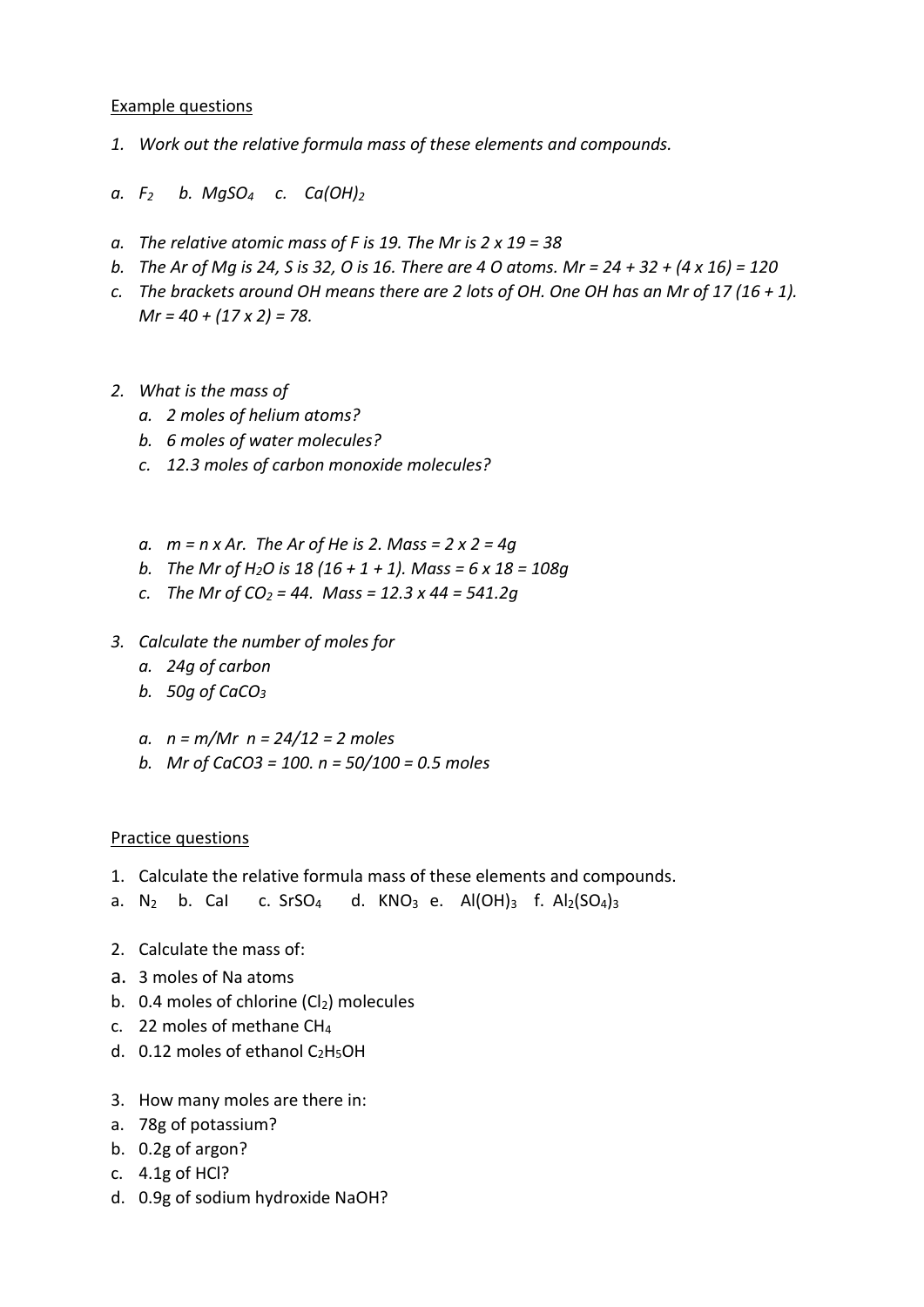Example questions

1. *Work out the relative formula mass of these elements and compounds.*

*a.* $F_2$ *b.* $MgSO_4$ *c.* $Ca(OH)_2$

a. *The relative atomic mass of F is 19. The Mr is 2 x 19 = 38*
b. *The Ar of Mg is 24, S is 32, O is 16. There are 4 O atoms. Mr = 24 + 32 + (4 x 16) = 120*
c. *The brackets around OH means there are 2 lots of OH. One OH has an Mr of 17 (16 + 1). Mr = 40 + (17 x 2) = 78.*

2. *What is the mass of*
   a. *2 moles of helium atoms?*
   b. *6 moles of water molecules?*
   c. *12.3 moles of carbon monoxide molecules?*

   a. *m = n x Ar. The Ar of He is 2. Mass = 2 x 2 = 4g*
   b. *The Mr of* $H_2O$ *is 18 (16 + 1 + 1). Mass = 6 x 18 = 108g*
   c. *The Mr of* $CO_2$ *= 44. Mass = 12.3 x 44 = 541.2g*

3. *Calculate the number of moles for*
   a. *24g of carbon*
   b. *50g of* $CaCO_3$

   a. *n = m/Mr n = 24/12 = 2 moles*
   b. *Mr of CaCO3 = 100. n = 50/100 = 0.5 moles*

Practice questions

1. Calculate the relative formula mass of these elements and compounds.

a. $N_2$ b. CaI c. $SrSO_4$ d. $KNO_3$ e. $Al(OH)_3$ f. $Al_2(SO_4)_3$

2. Calculate the mass of:

a. 3 moles of Na atoms
b. 0.4 moles of chlorine ($Cl_2$) molecules
c. 22 moles of methane $CH_4$
d. 0.12 moles of ethanol $C_2H_5OH$

3. How many moles are there in:

a. 78g of potassium?
b. 0.2g of argon?
c. 4.1g of HCl?
d. 0.9g of sodium hydroxide NaOH?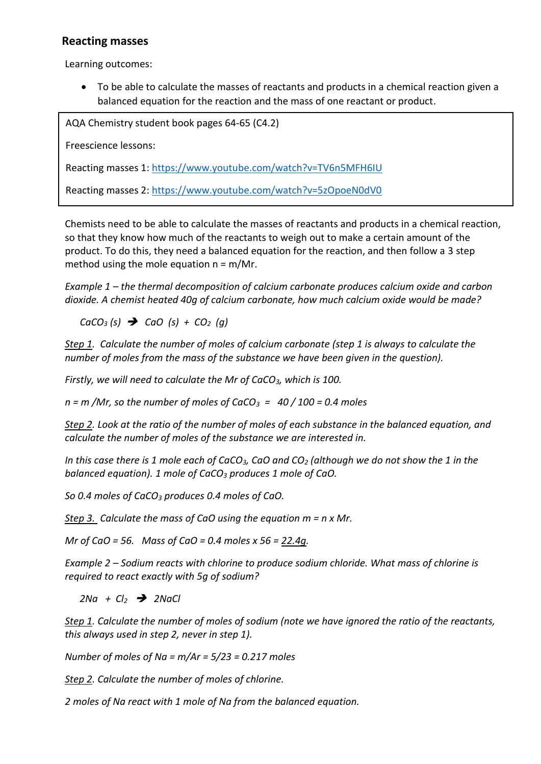## Reacting masses

Learning outcomes:

- To be able to calculate the masses of reactants and products in a chemical reaction given a balanced equation for the reaction and the mass of one reactant or product.

> AQA Chemistry student book pages 64-65 (C4.2)
>
> Freescience lessons:
>
> Reacting masses 1: https://www.youtube.com/watch?v=TV6n5MFH6IU
>
> Reacting masses 2: https://www.youtube.com/watch?v=5zOpoeN0dV0

Chemists need to be able to calculate the masses of reactants and products in a chemical reaction, so that they know how much of the reactants to weigh out to make a certain amount of the product. To do this, they need a balanced equation for the reaction, and then follow a 3 step method using the mole equation n = m/Mr.

*Example 1 – the thermal decomposition of calcium carbonate produces calcium oxide and carbon dioxide. A chemist heated 40g of calcium carbonate, how much calcium oxide would be made?*

$CaCO_3\ (s) \rightarrow CaO\ (s) + CO_2\ (g)$

*Step 1. Calculate the number of moles of calcium carbonate (step 1 is always to calculate the number of moles from the mass of the substance we have been given in the question).*

*Firstly, we will need to calculate the Mr of $CaCO_3$, which is 100.*

*n = m /Mr, so the number of moles of $CaCO_3$ = 40 / 100 = 0.4 moles*

*Step 2. Look at the ratio of the number of moles of each substance in the balanced equation, and calculate the number of moles of the substance we are interested in.*

*In this case there is 1 mole each of $CaCO_3$, CaO and $CO_2$ (although we do not show the 1 in the balanced equation). 1 mole of $CaCO_3$ produces 1 mole of CaO.*

*So 0.4 moles of $CaCO_3$ produces 0.4 moles of CaO.*

*Step 3. Calculate the mass of CaO using the equation m = n x Mr.*

*Mr of CaO = 56. Mass of CaO = 0.4 moles x 56 = 22.4g.*

*Example 2 – Sodium reacts with chlorine to produce sodium chloride. What mass of chlorine is required to react exactly with 5g of sodium?*

$2Na + Cl_2 \rightarrow 2NaCl$

*Step 1. Calculate the number of moles of sodium (note we have ignored the ratio of the reactants, this always used in step 2, never in step 1).*

*Number of moles of Na = m/Ar = 5/23 = 0.217 moles*

*Step 2. Calculate the number of moles of chlorine.*

*2 moles of Na react with 1 mole of Na from the balanced equation.*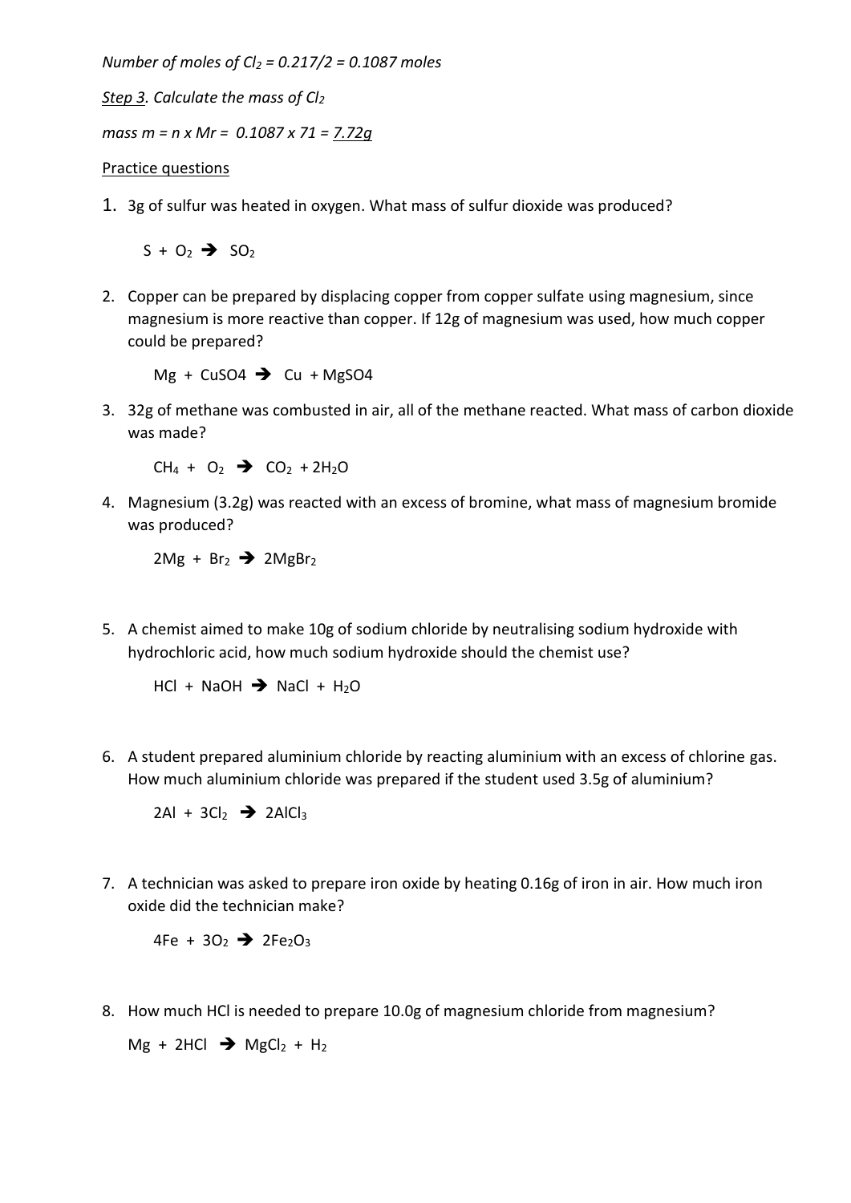*Number of moles of $Cl_2$ = 0.217/2 = 0.1087 moles*

*Step 3. Calculate the mass of $Cl_2$*

*mass m = n x Mr = 0.1087 x 71 = 7.72g*

Practice questions

1. 3g of sulfur was heated in oxygen. What mass of sulfur dioxide was produced?

   $S + O_2 \rightarrow SO_2$

2. Copper can be prepared by displacing copper from copper sulfate using magnesium, since magnesium is more reactive than copper. If 12g of magnesium was used, how much copper could be prepared?

   $Mg + CuSO4 \rightarrow Cu + MgSO4$

3. 32g of methane was combusted in air, all of the methane reacted. What mass of carbon dioxide was made?

   $CH_4 + O_2 \rightarrow CO_2 + 2H_2O$

4. Magnesium (3.2g) was reacted with an excess of bromine, what mass of magnesium bromide was produced?

   $2Mg + Br_2 \rightarrow 2MgBr_2$

5. A chemist aimed to make 10g of sodium chloride by neutralising sodium hydroxide with hydrochloric acid, how much sodium hydroxide should the chemist use?

   $HCl + NaOH \rightarrow NaCl + H_2O$

6. A student prepared aluminium chloride by reacting aluminium with an excess of chlorine gas. How much aluminium chloride was prepared if the student used 3.5g of aluminium?

   $2Al + 3Cl_2 \rightarrow 2AlCl_3$

7. A technician was asked to prepare iron oxide by heating 0.16g of iron in air. How much iron oxide did the technician make?

   $4Fe + 3O_2 \rightarrow 2Fe_2O_3$

8. How much HCl is needed to prepare 10.0g of magnesium chloride from magnesium?

   $Mg + 2HCl \rightarrow MgCl_2 + H_2$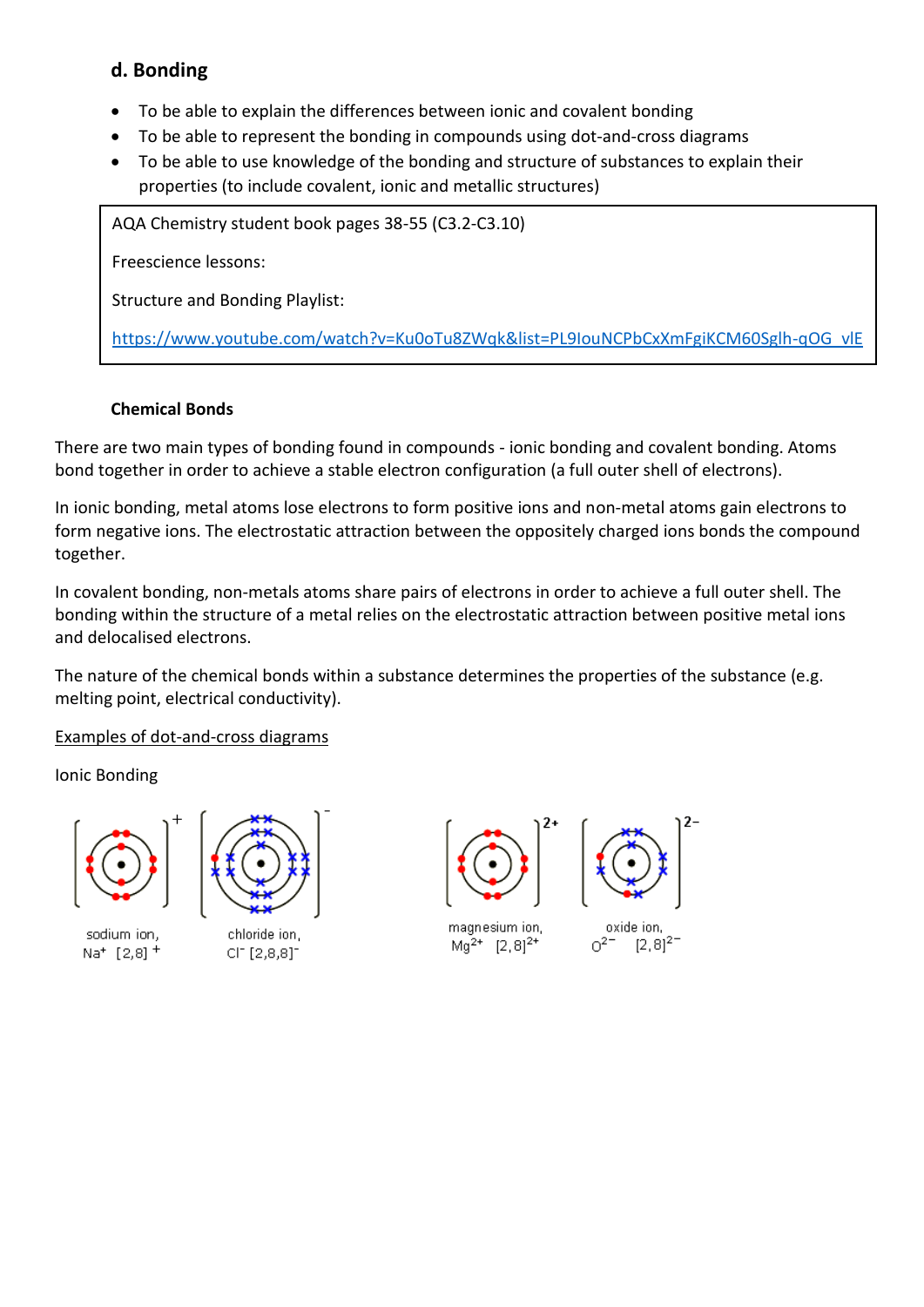## d. Bonding

- To be able to explain the differences between ionic and covalent bonding
- To be able to represent the bonding in compounds using dot-and-cross diagrams
- To be able to use knowledge of the bonding and structure of substances to explain their properties (to include covalent, ionic and metallic structures)

> AQA Chemistry student book pages 38-55 (C3.2-C3.10)
>
> Freescience lessons:
>
> Structure and Bonding Playlist:
>
> https://www.youtube.com/watch?v=Ku0oTu8ZWqk&list=PL9IouNCPbCxXmFgiKCM60Sglh-qOG_vlE

### Chemical Bonds

There are two main types of bonding found in compounds - ionic bonding and covalent bonding. Atoms bond together in order to achieve a stable electron configuration (a full outer shell of electrons).

In ionic bonding, metal atoms lose electrons to form positive ions and non-metal atoms gain electrons to form negative ions. The electrostatic attraction between the oppositely charged ions bonds the compound together.

In covalent bonding, non-metals atoms share pairs of electrons in order to achieve a full outer shell. The bonding within the structure of a metal relies on the electrostatic attraction between positive metal ions and delocalised electrons.

The nature of the chemical bonds within a substance determines the properties of the substance (e.g. melting point, electrical conductivity).

Examples of dot-and-cross diagrams

Ionic Bonding

sodium ion, $Na^+$ $[2,8]^+$

chloride ion, $Cl^-$ $[2,8,8]^-$

magnesium ion, $Mg^{2+}$ $[2,8]^{2+}$

oxide ion, $O^{2-}$ $[2,8]^{2-}$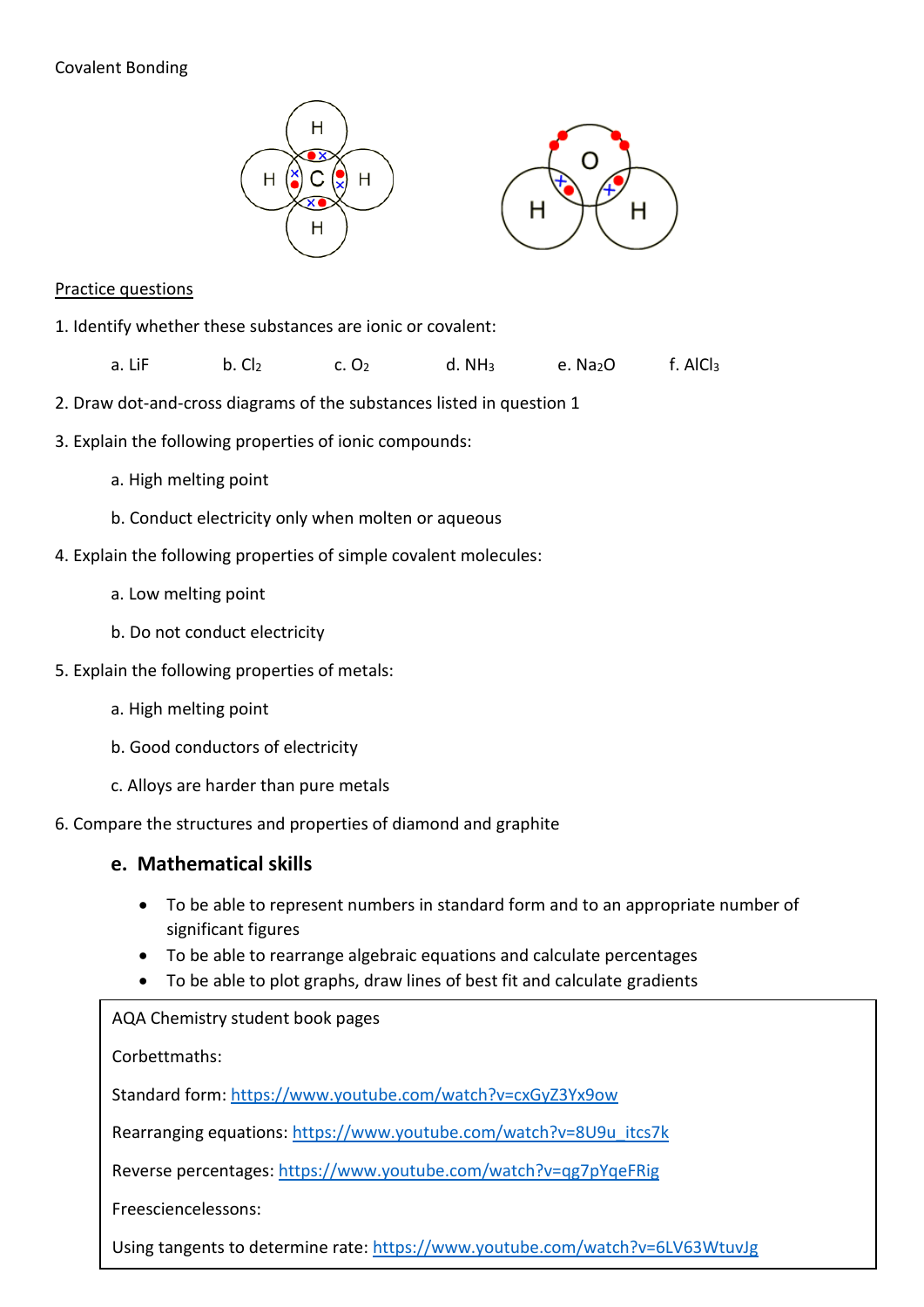Covalent Bonding

Practice questions

1. Identify whether these substances are ionic or covalent:

   a. LiF  b. $Cl_2$  c. $O_2$  d. $NH_3$  e. $Na_2O$  f. $AlCl_3$

2. Draw dot-and-cross diagrams of the substances listed in question 1

3. Explain the following properties of ionic compounds:

   a. High melting point

   b. Conduct electricity only when molten or aqueous

4. Explain the following properties of simple covalent molecules:

   a. Low melting point

   b. Do not conduct electricity

5. Explain the following properties of metals:

   a. High melting point

   b. Good conductors of electricity

   c. Alloys are harder than pure metals

6. Compare the structures and properties of diamond and graphite

### e. Mathematical skills

- To be able to represent numbers in standard form and to an appropriate number of significant figures
- To be able to rearrange algebraic equations and calculate percentages
- To be able to plot graphs, draw lines of best fit and calculate gradients

AQA Chemistry student book pages

Corbettmaths:

Standard form: https://www.youtube.com/watch?v=cxGyZ3Yx9ow

Rearranging equations: https://www.youtube.com/watch?v=8U9u_itcs7k

Reverse percentages: https://www.youtube.com/watch?v=qg7pYqeFRig

Freesciencelessons:

Using tangents to determine rate: https://www.youtube.com/watch?v=6LV63WtuvJg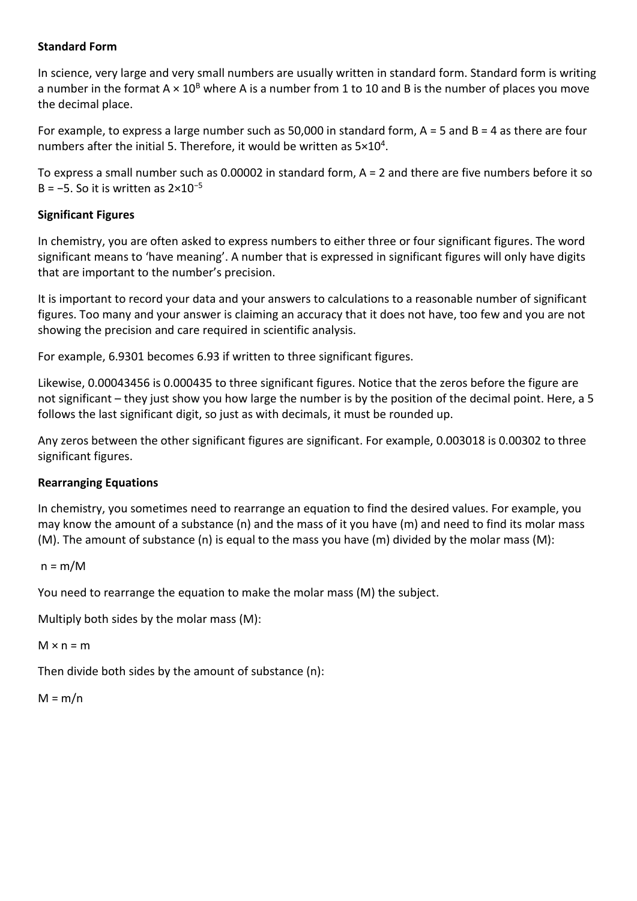**Standard Form**

In science, very large and very small numbers are usually written in standard form. Standard form is writing a number in the format $A \times 10^B$ where A is a number from 1 to 10 and B is the number of places you move the decimal place.

For example, to express a large number such as 50,000 in standard form, A = 5 and B = 4 as there are four numbers after the initial 5. Therefore, it would be written as $5 \times 10^4$.

To express a small number such as 0.00002 in standard form, A = 2 and there are five numbers before it so B = −5. So it is written as $2 \times 10^{-5}$

**Significant Figures**

In chemistry, you are often asked to express numbers to either three or four significant figures. The word significant means to 'have meaning'. A number that is expressed in significant figures will only have digits that are important to the number's precision.

It is important to record your data and your answers to calculations to a reasonable number of significant figures. Too many and your answer is claiming an accuracy that it does not have, too few and you are not showing the precision and care required in scientific analysis.

For example, 6.9301 becomes 6.93 if written to three significant figures.

Likewise, 0.00043456 is 0.000435 to three significant figures. Notice that the zeros before the figure are not significant – they just show you how large the number is by the position of the decimal point. Here, a 5 follows the last significant digit, so just as with decimals, it must be rounded up.

Any zeros between the other significant figures are significant. For example, 0.003018 is 0.00302 to three significant figures.

**Rearranging Equations**

In chemistry, you sometimes need to rearrange an equation to find the desired values. For example, you may know the amount of a substance (n) and the mass of it you have (m) and need to find its molar mass (M). The amount of substance (n) is equal to the mass you have (m) divided by the molar mass (M):

$n = m/M$

You need to rearrange the equation to make the molar mass (M) the subject.

Multiply both sides by the molar mass (M):

$M \times n = m$

Then divide both sides by the amount of substance (n):

$M = m/n$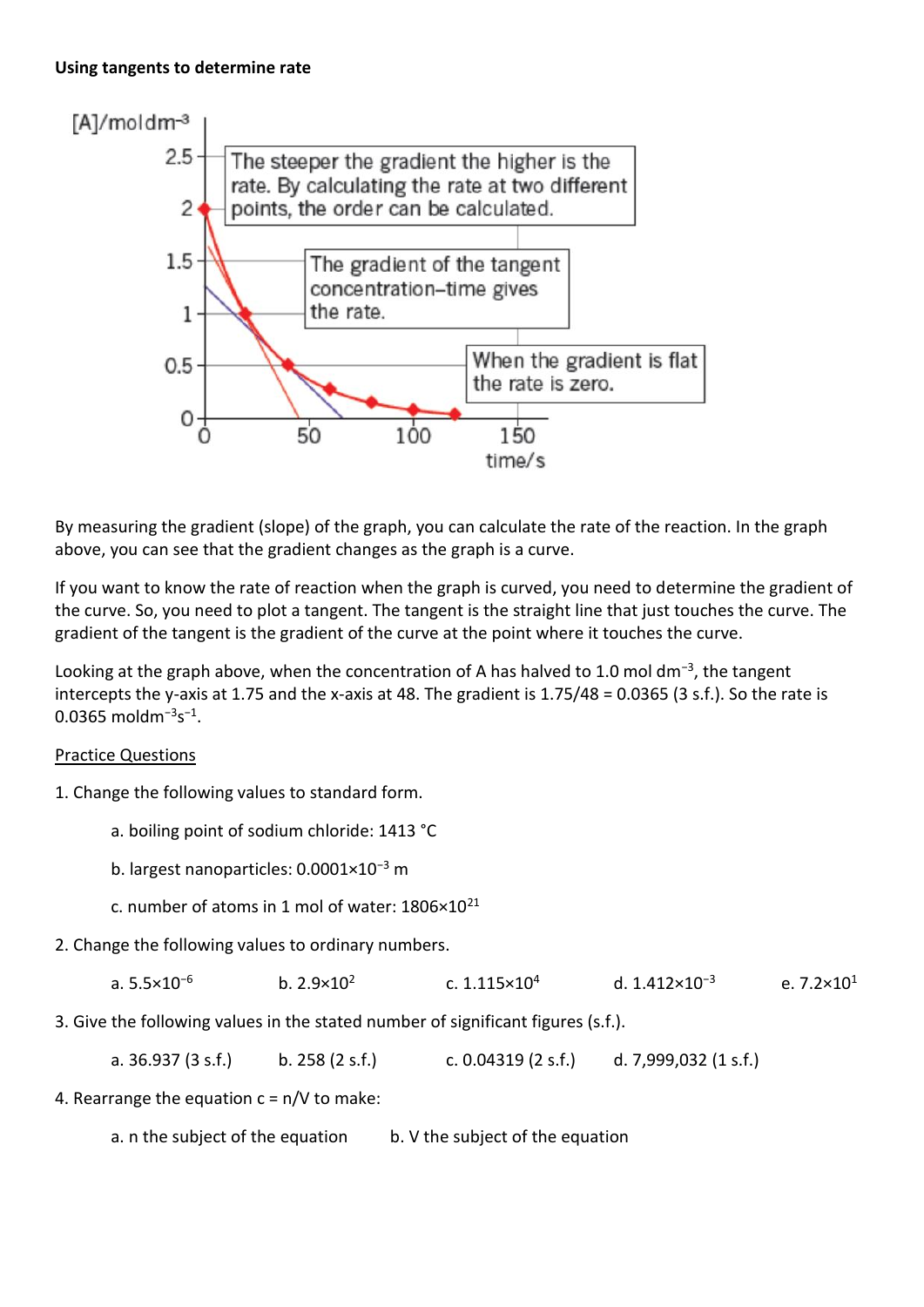**Using tangents to determine rate**

By measuring the gradient (slope) of the graph, you can calculate the rate of the reaction. In the graph above, you can see that the gradient changes as the graph is a curve.

If you want to know the rate of reaction when the graph is curved, you need to determine the gradient of the curve. So, you need to plot a tangent. The tangent is the straight line that just touches the curve. The gradient of the tangent is the gradient of the curve at the point where it touches the curve.

Looking at the graph above, when the concentration of A has halved to 1.0 mol $dm^{-3}$, the tangent intercepts the y-axis at 1.75 and the x-axis at 48. The gradient is 1.75/48 = 0.0365 (3 s.f.). So the rate is 0.0365 mol$dm^{-3}s^{-1}$.

<u>Practice Questions</u>

1. Change the following values to standard form.

   a. boiling point of sodium chloride: 1413 °C

   b. largest nanoparticles: $0.0001\times10^{-3}$ m

   c. number of atoms in 1 mol of water: $1806\times10^{21}$

2. Change the following values to ordinary numbers.

   a. $5.5\times10^{-6}$  b. $2.9\times10^{2}$  c. $1.115\times10^{4}$  d. $1.412\times10^{-3}$  e. $7.2\times10^{1}$

3. Give the following values in the stated number of significant figures (s.f.).

   a. 36.937 (3 s.f.)  b. 258 (2 s.f.)  c. 0.04319 (2 s.f.)  d. 7,999,032 (1 s.f.)

4. Rearrange the equation c = n/V to make:

   a. n the subject of the equation  b. V the subject of the equation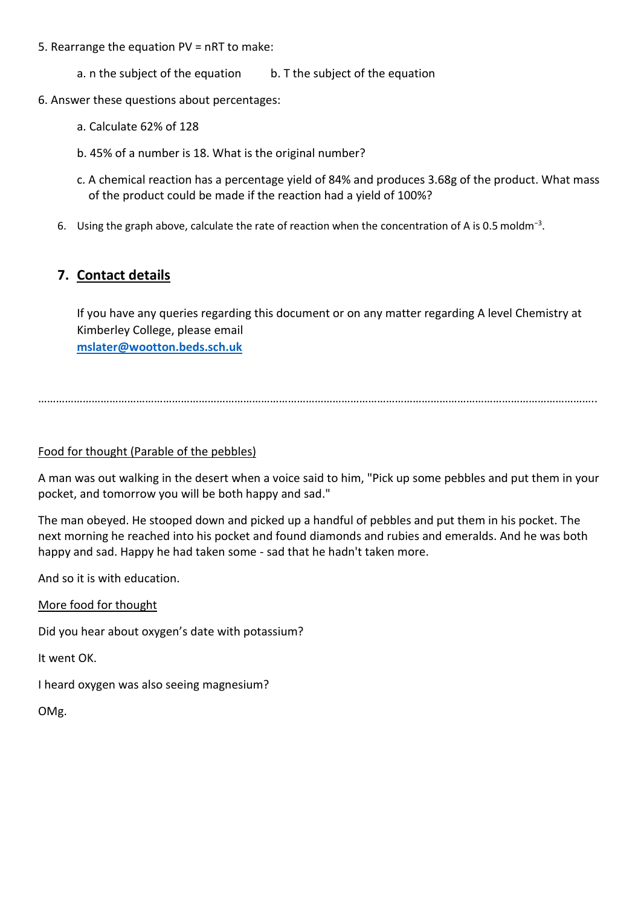5. Rearrange the equation PV = nRT to make:

   a. n the subject of the equation        b. T the subject of the equation

6. Answer these questions about percentages:

   a. Calculate 62% of 128

   b. 45% of a number is 18. What is the original number?

   c. A chemical reaction has a percentage yield of 84% and produces 3.68g of the product. What mass of the product could be made if the reaction had a yield of 100%?

6. Using the graph above, calculate the rate of reaction when the concentration of A is 0.5 $moldm^{-3}$.

## 7. Contact details

If you have any queries regarding this document or on any matter regarding A level Chemistry at Kimberley College, please email
**mslater@wootton.beds.sch.uk**

………………………………………………………………………………………………………………………………………………………………..

Food for thought (Parable of the pebbles)

A man was out walking in the desert when a voice said to him, "Pick up some pebbles and put them in your pocket, and tomorrow you will be both happy and sad."

The man obeyed. He stooped down and picked up a handful of pebbles and put them in his pocket. The next morning he reached into his pocket and found diamonds and rubies and emeralds. And he was both happy and sad. Happy he had taken some - sad that he hadn't taken more.

And so it is with education.

More food for thought

Did you hear about oxygen's date with potassium?

It went OK.

I heard oxygen was also seeing magnesium?

OMg.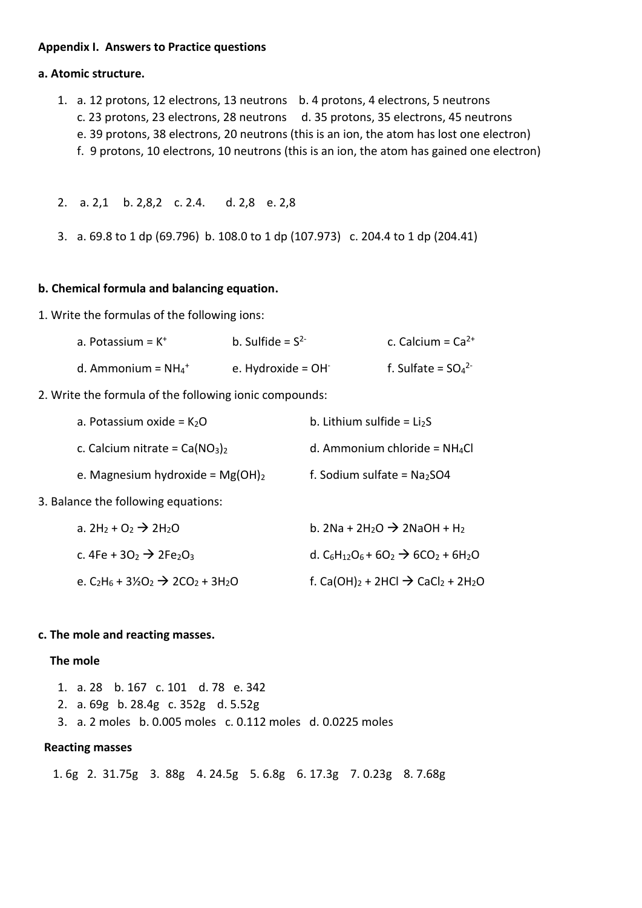**Appendix I. Answers to Practice questions**

**a. Atomic structure.**

1. a. 12 protons, 12 electrons, 13 neutrons  b. 4 protons, 4 electrons, 5 neutrons
   c. 23 protons, 23 electrons, 28 neutrons  d. 35 protons, 35 electrons, 45 neutrons
   e. 39 protons, 38 electrons, 20 neutrons (this is an ion, the atom has lost one electron)
   f. 9 protons, 10 electrons, 10 neutrons (this is an ion, the atom has gained one electron)

2. a. 2,1  b. 2,8,2  c. 2.4.  d. 2,8  e. 2,8

3. a. 69.8 to 1 dp (69.796)  b. 108.0 to 1 dp (107.973)  c. 204.4 to 1 dp (204.41)

**b. Chemical formula and balancing equation.**

1. Write the formulas of the following ions:

   a. Potassium = $K^+$  b. Sulfide = $S^{2-}$  c. Calcium = $Ca^{2+}$

   d. Ammonium = $NH_4^+$  e. Hydroxide = $OH^-$  f. Sulfate = $SO_4^{2-}$

2. Write the formula of the following ionic compounds:

   a. Potassium oxide = $K_2O$  b. Lithium sulfide = $Li_2S$

   c. Calcium nitrate = $Ca(NO_3)_2$  d. Ammonium chloride = $NH_4Cl$

   e. Magnesium hydroxide = $Mg(OH)_2$  f. Sodium sulfate = $Na_2SO4$

3. Balance the following equations:

   a. $2H_2 + O_2 \rightarrow 2H_2O$  b. $2Na + 2H_2O \rightarrow 2NaOH + H_2$

   c. $4Fe + 3O_2 \rightarrow 2Fe_2O_3$  d. $C_6H_{12}O_6 + 6O_2 \rightarrow 6CO_2 + 6H_2O$

   e. $C_2H_6 + 3\frac{1}{2}O_2 \rightarrow 2CO_2 + 3H_2O$  f. $Ca(OH)_2 + 2HCl \rightarrow CaCl_2 + 2H_2O$

**c. The mole and reacting masses.**

**The mole**

1. a. 28  b. 167  c. 101  d. 78  e. 342
2. a. 69g  b. 28.4g  c. 352g  d. 5.52g
3. a. 2 moles  b. 0.005 moles  c. 0.112 moles  d. 0.0225 moles

**Reacting masses**

1. 6g 2. 31.75g 3. 88g 4. 24.5g 5. 6.8g 6. 17.3g 7. 0.23g 8. 7.68g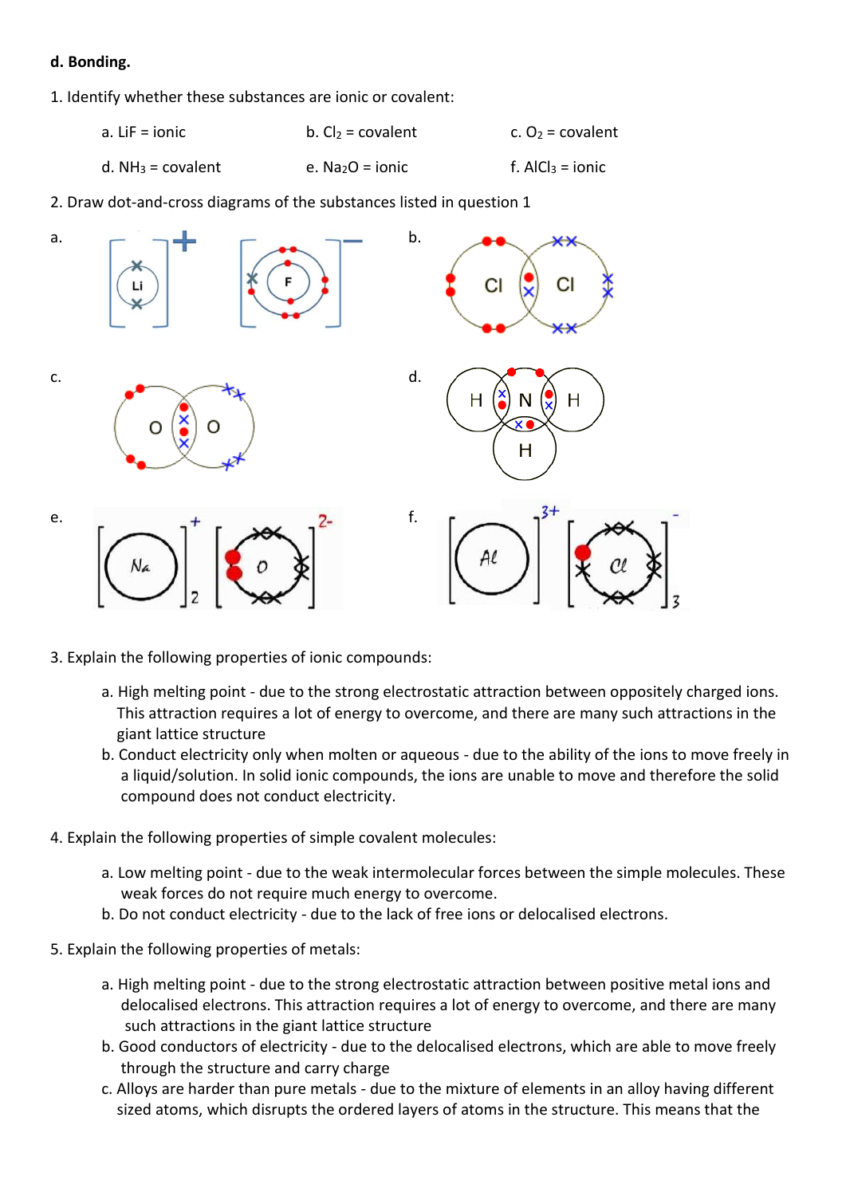**d. Bonding.**

1. Identify whether these substances are ionic or covalent:

   a. LiF = ionic
   b. $Cl_2$ = covalent
   c. $O_2$ = covalent
   d. $NH_3$ = covalent
   e. $Na_2O$ = ionic
   f. $AlCl_3$ = ionic

2. Draw dot-and-cross diagrams of the substances listed in question 1

a.

b.

c.

d.

e.

f.

3. Explain the following properties of ionic compounds:

   a. High melting point - due to the strong electrostatic attraction between oppositely charged ions. This attraction requires a lot of energy to overcome, and there are many such attractions in the giant lattice structure
   b. Conduct electricity only when molten or aqueous - due to the ability of the ions to move freely in a liquid/solution. In solid ionic compounds, the ions are unable to move and therefore the solid compound does not conduct electricity.

4. Explain the following properties of simple covalent molecules:

   a. Low melting point - due to the weak intermolecular forces between the simple molecules. These weak forces do not require much energy to overcome.
   b. Do not conduct electricity - due to the lack of free ions or delocalised electrons.

5. Explain the following properties of metals:

   a. High melting point - due to the strong electrostatic attraction between positive metal ions and delocalised electrons. This attraction requires a lot of energy to overcome, and there are many such attractions in the giant lattice structure
   b. Good conductors of electricity - due to the delocalised electrons, which are able to move freely through the structure and carry charge
   c. Alloys are harder than pure metals - due to the mixture of elements in an alloy having different sized atoms, which disrupts the ordered layers of atoms in the structure. This means that the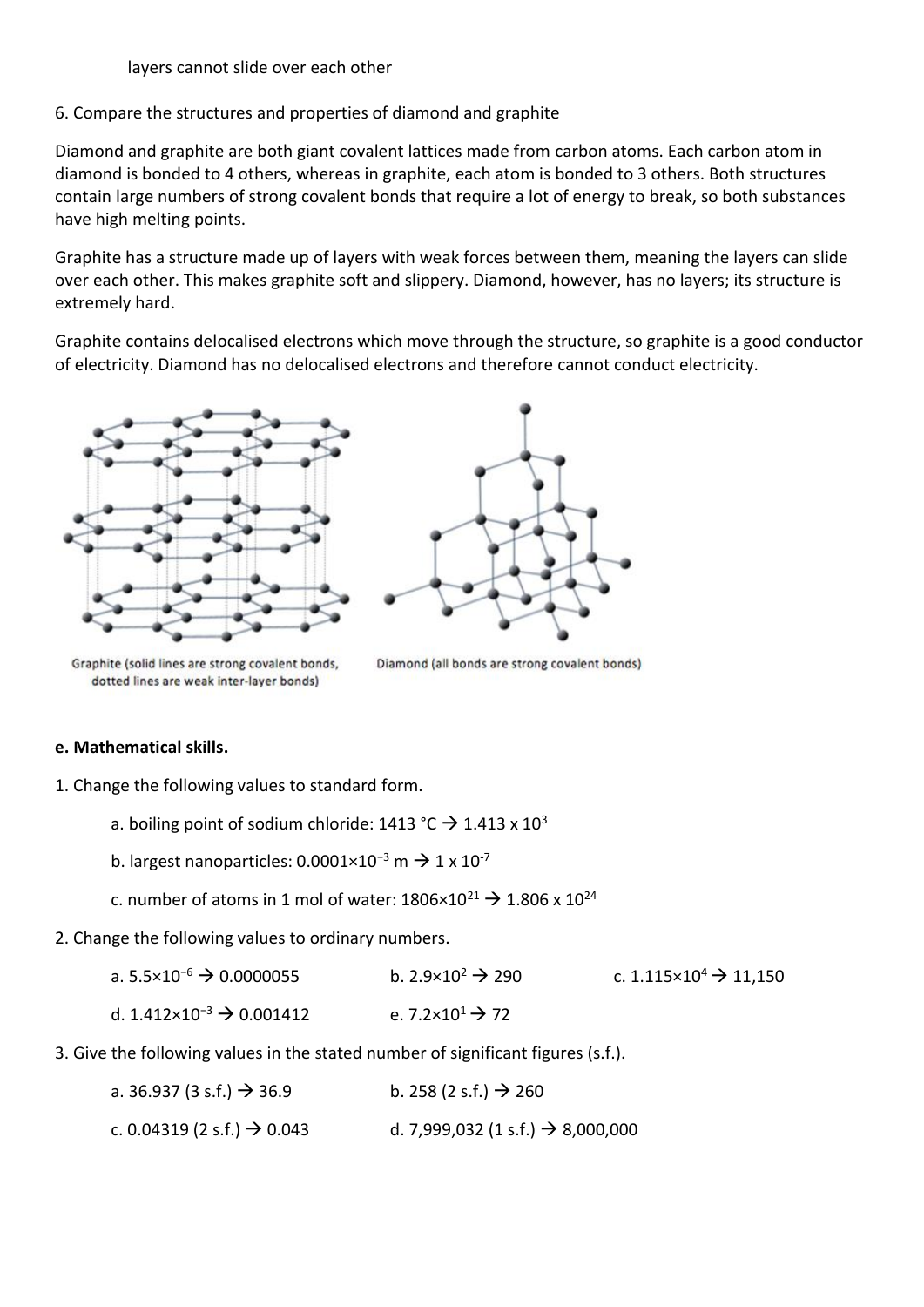layers cannot slide over each other

6. Compare the structures and properties of diamond and graphite

Diamond and graphite are both giant covalent lattices made from carbon atoms. Each carbon atom in diamond is bonded to 4 others, whereas in graphite, each atom is bonded to 3 others. Both structures contain large numbers of strong covalent bonds that require a lot of energy to break, so both substances have high melting points.

Graphite has a structure made up of layers with weak forces between them, meaning the layers can slide over each other. This makes graphite soft and slippery. Diamond, however, has no layers; its structure is extremely hard.

Graphite contains delocalised electrons which move through the structure, so graphite is a good conductor of electricity. Diamond has no delocalised electrons and therefore cannot conduct electricity.

Graphite (solid lines are strong covalent bonds, dotted lines are weak inter-layer bonds)

Diamond (all bonds are strong covalent bonds)

**e. Mathematical skills.**

1. Change the following values to standard form.

   a. boiling point of sodium chloride: 1413 °C → $1.413 \times 10^3$

   b. largest nanoparticles: $0.0001 \times 10^{-3}$ m → $1 \times 10^{-7}$

   c. number of atoms in 1 mol of water: $1806 \times 10^{21}$ → $1.806 \times 10^{24}$

2. Change the following values to ordinary numbers.

   a. $5.5 \times 10^{-6}$ → 0.0000055

   b. $2.9 \times 10^2$ → 290

   c. $1.115 \times 10^4$ → 11,150

   d. $1.412 \times 10^{-3}$ → 0.001412

   e. $7.2 \times 10^1$ → 72

3. Give the following values in the stated number of significant figures (s.f.).

   a. 36.937 (3 s.f.) → 36.9

   b. 258 (2 s.f.) → 260

   c. 0.04319 (2 s.f.) → 0.043

   d. 7,999,032 (1 s.f.) → 8,000,000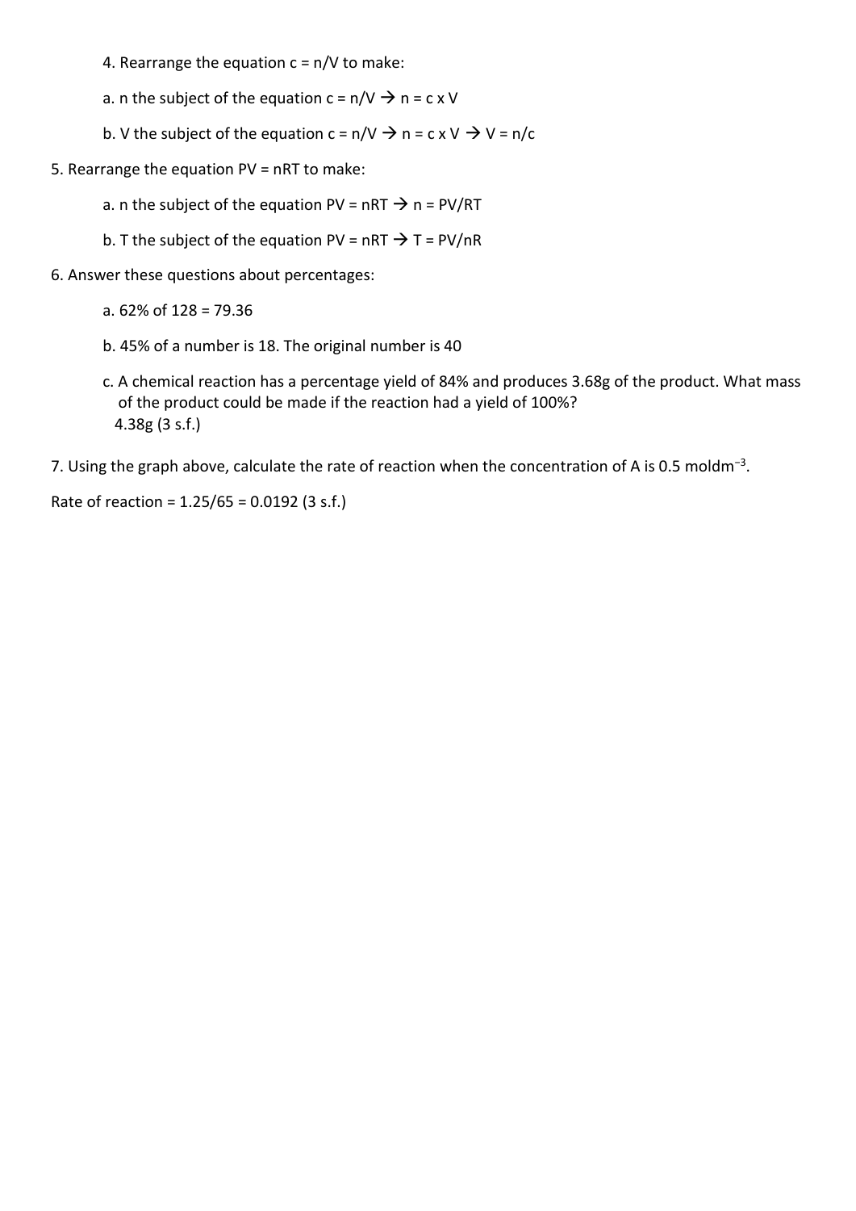4. Rearrange the equation $c = n/V$ to make:

   a. n the subject of the equation $c = n/V \rightarrow n = c \times V$

   b. V the subject of the equation $c = n/V \rightarrow n = c \times V \rightarrow V = n/c$

5. Rearrange the equation $PV = nRT$ to make:

   a. n the subject of the equation $PV = nRT \rightarrow n = PV/RT$

   b. T the subject of the equation $PV = nRT \rightarrow T = PV/nR$

6. Answer these questions about percentages:

   a. 62% of 128 = 79.36

   b. 45% of a number is 18. The original number is 40

   c. A chemical reaction has a percentage yield of 84% and produces 3.68g of the product. What mass of the product could be made if the reaction had a yield of 100%?
   4.38g (3 s.f.)

7. Using the graph above, calculate the rate of reaction when the concentration of A is 0.5 $mol dm^{-3}$.

Rate of reaction = 1.25/65 = 0.0192 (3 s.f.)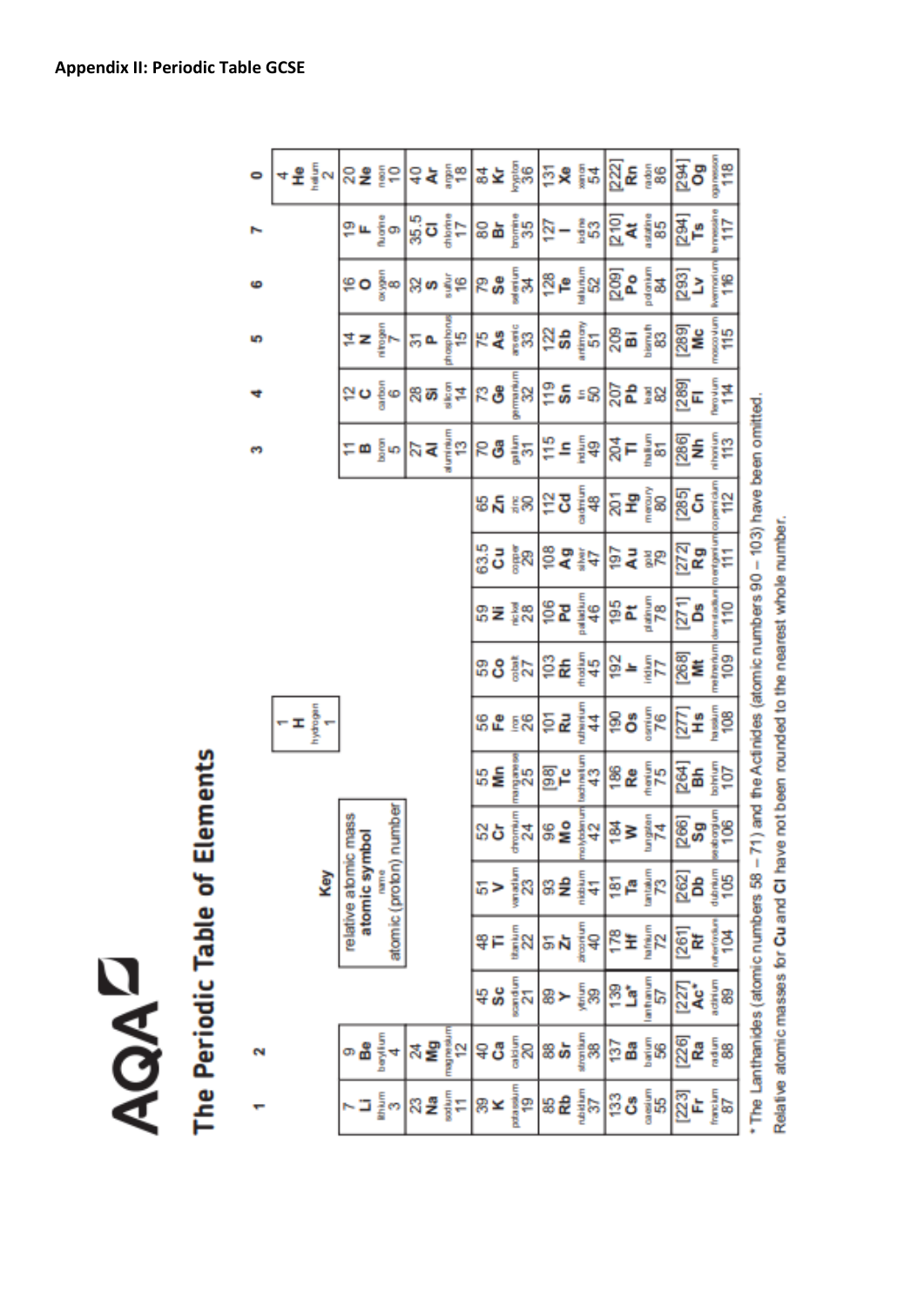**Appendix II: Periodic Table GCSE**

AQA

# The Periodic Table of Elements

**Key**

relative atomic mass
**atomic symbol**
name
atomic (proton) number

| 1 | 2 | | | | | | | | | | | 3 | 4 | 5 | 6 | 7 | 0 |
|---|---|---|---|---|---|---|---|---|---|---|---|---|---|---|---|---|---|
| | | | | | | | 1 **H** hydrogen 1 | | | | | | | | | | 4 **He** helium 2 |
| 7 **Li** lithium 3 | 9 **Be** beryllium 4 | | | | | | | | | | | 11 **B** boron 5 | 12 **C** carbon 6 | 14 **N** nitrogen 7 | 16 **O** oxygen 8 | 19 **F** fluorine 9 | 20 **Ne** neon 10 |
| 23 **Na** sodium 11 | 24 **Mg** magnesium 12 | | | | | | | | | | | 27 **Al** aluminium 13 | 28 **Si** silicon 14 | 31 **P** phosphorus 15 | 32 **S** sulfur 16 | 35.5 **Cl** chlorine 17 | 40 **Ar** argon 18 |
| 39 **K** potassium 19 | 40 **Ca** calcium 20 | 45 **Sc** scandium 21 | 48 **Ti** titanium 22 | 51 **V** vanadium 23 | 52 **Cr** chromium 24 | 55 **Mn** manganese 25 | 56 **Fe** iron 26 | 59 **Co** cobalt 27 | 59 **Ni** nickel 28 | 63.5 **Cu** copper 29 | 65 **Zn** zinc 30 | 70 **Ga** gallium 31 | 73 **Ge** germanium 32 | 75 **As** arsenic 33 | 79 **Se** selenium 34 | 80 **Br** bromine 35 | 84 **Kr** krypton 36 |
| 85 **Rb** rubidium 37 | 88 **Sr** strontium 38 | 89 **Y** yttrium 39 | 91 **Zr** zirconium 40 | 93 **Nb** niobium 41 | 96 **Mo** molybdenum 42 | [98] **Tc** technetium 43 | 101 **Ru** ruthenium 44 | 103 **Rh** rhodium 45 | 106 **Pd** palladium 46 | 108 **Ag** silver 47 | 112 **Cd** cadmium 48 | 115 **In** indium 49 | 119 **Sn** tin 50 | 122 **Sb** antimony 51 | 128 **Te** tellurium 52 | 127 **I** iodine 53 | 131 **Xe** xenon 54 |
| 133 **Cs** caesium 55 | 137 **Ba** barium 56 | 139 **La*** lanthanum 57 | 178 **Hf** hafnium 72 | 181 **Ta** tantalum 73 | 184 **W** tungsten 74 | 186 **Re** rhenium 75 | 190 **Os** osmium 76 | 192 **Ir** iridium 77 | 195 **Pt** platinum 78 | 197 **Au** gold 79 | 201 **Hg** mercury 80 | 204 **Tl** thallium 81 | 207 **Pb** lead 82 | 209 **Bi** bismuth 83 | [209] **Po** polonium 84 | [210] **At** astatine 85 | [222] **Rn** radon 86 |
| [223] **Fr** francium 87 | [226] **Ra** radium 88 | [227] **Ac*** actinium 89 | [261] **Rf** rutherfordium 104 | [262] **Db** dubnium 105 | [266] **Sg** seaborgium 106 | [264] **Bh** bohrium 107 | [277] **Hs** hassium 108 | [268] **Mt** meitnerium 109 | [271] **Ds** darmstadtium 110 | [272] **Rg** roentgenium 111 | [285] **Cn** copernicium 112 | [286] **Nh** nihonium 113 | [289] **Fl** flerovium 114 | [289] **Mc** moscovium 115 | [293] **Lv** livermorium 116 | [294] **Ts** tennessine 117 | [294] **Og** oganesson 118 |

* The Lanthanides (atomic numbers 58 – 71) and the Actinides (atomic numbers 90 – 103) have been omitted.

Relative atomic masses for **Cu** and **Cl** have not been rounded to the nearest whole number.